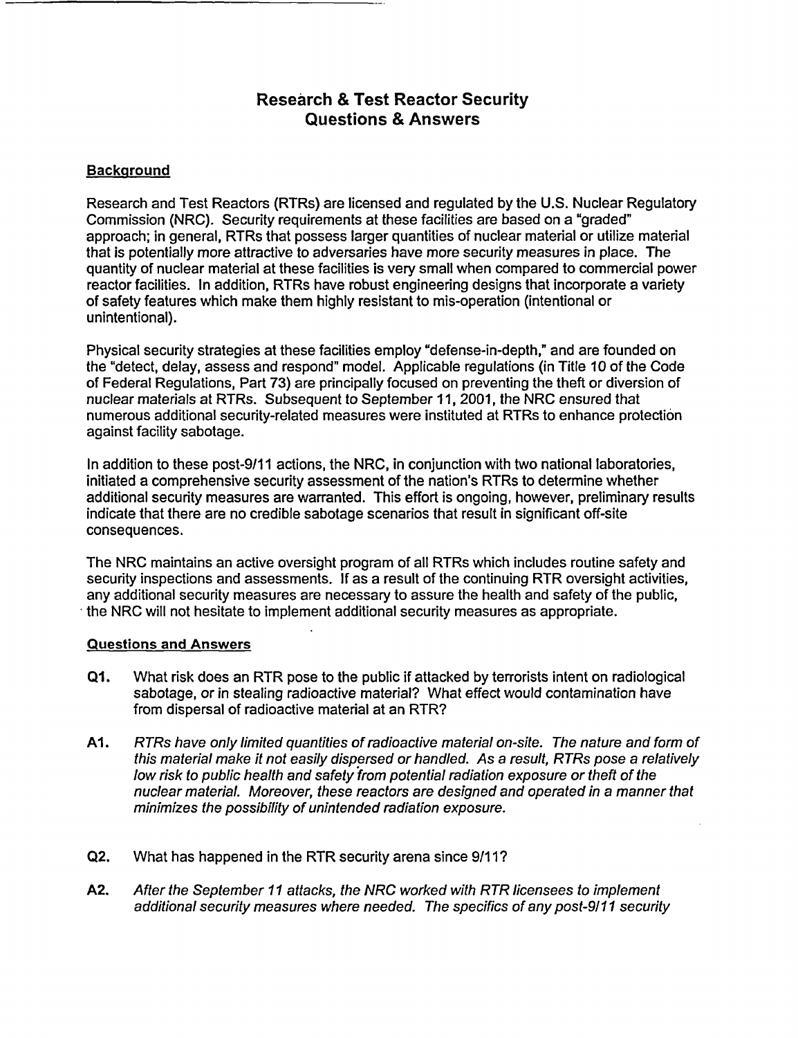# Research & Test Reactor Security Questions & Answers

## Background

Research and Test Reactors (RTRs) are licensed and regulated by the U.S. Nuclear Regulatory Commission (NRC). Security requirements at these facilities are based on a "graded" approach; in general, RTRs that possess larger quantities of nuclear material or utilize material that is potentially more attractive to adversaries have more security measures in place. The quantity of nuclear material at these facilities is very small when compared to commercial power reactor facilities. In addition, RTRs have robust engineering designs that incorporate a variety of safety features which make them highly resistant to mis-operation (intentional or unintentional).

Physical security strategies at these facilities employ "defense-in-depth," and are founded on the "detect, delay, assess and respond" model. Applicable regulations (in Title 10 of the Code of Federal Regulations, Part 73) are principally focused on preventing the theft or diversion of nuclear materials at RTRs. Subsequent to September 11, 2001, the NRC ensured that numerous additional security-related measures were instituted at RTRs to enhance protection against facility sabotage.

In addition to these post-9/11 actions, the NRC, in conjunction with two national laboratories, initiated a comprehensive security assessment of the nation's RTRs to determine whether additional security measures are warranted. This effort is ongoing, however, preliminary results indicate that there are no credible sabotage scenarios that result in significant off-site consequences.

The NRC maintains an active oversight program of all RTRs which includes routine safety and security inspections and assessments. If as a result of the continuing RTR oversight activities, any additional security measures are necessary to assure the health and safety of the public, the NRC will not hesitate to implement additional security measures as appropriate.

## Questions and Answers

**Q1.** What risk does an RTR pose to the public if attacked by terrorists intent on radiological sabotage, or in stealing radioactive material? What effect would contamination have from dispersal of radioactive material at an RTR?

**A1.** *RTRs have only limited quantities of radioactive material on-site. The nature and form of this material make it not easily dispersed or handled. As a result, RTRs pose a relatively low risk to public health and safety from potential radiation exposure or theft of the nuclear material. Moreover, these reactors are designed and operated in a manner that minimizes the possibility of unintended radiation exposure.*

**Q2.** What has happened in the RTR security arena since 9/11?

**A2.** *After the September 11 attacks, the NRC worked with RTR licensees to implement additional security measures where needed. The specifics of any post-9/11 security*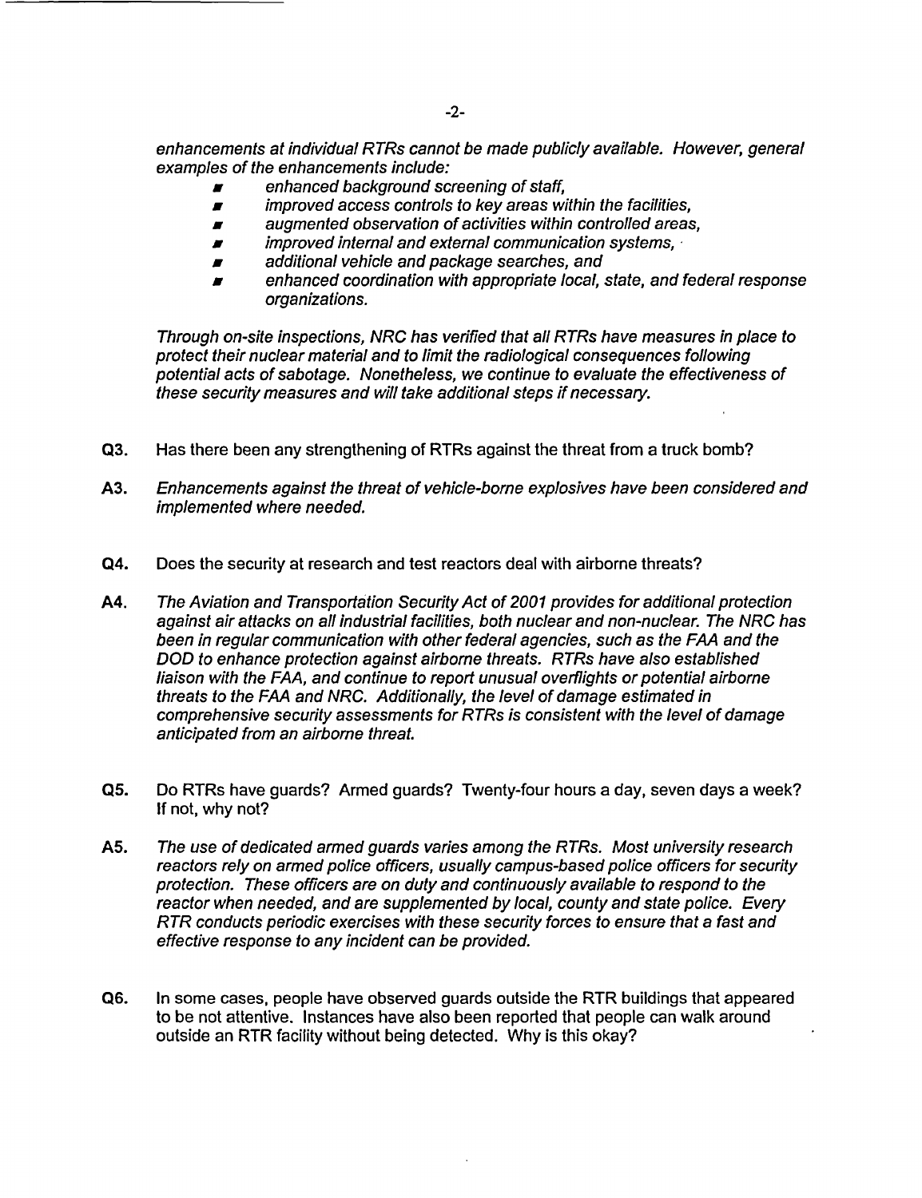*enhancements at individual RTRs cannot be made publicly available. However, general examples of the enhancements include:*

- *enhanced background screening of staff,*
- *improved access controls to key areas within the facilities,*
- *augmented observation of activities within controlled areas,*
- *improved internal and external communication systems,*
- *additional vehicle and package searches, and*
- *enhanced coordination with appropriate local, state, and federal response organizations.*

*Through on-site inspections, NRC has verified that all RTRs have measures in place to protect their nuclear material and to limit the radiological consequences following potential acts of sabotage. Nonetheless, we continue to evaluate the effectiveness of these security measures and will take additional steps if necessary.*

**Q3.** Has there been any strengthening of RTRs against the threat from a truck bomb?

**A3.** *Enhancements against the threat of vehicle-borne explosives have been considered and implemented where needed.*

**Q4.** Does the security at research and test reactors deal with airborne threats?

**A4.** *The Aviation and Transportation Security Act of 2001 provides for additional protection against air attacks on all industrial facilities, both nuclear and non-nuclear. The NRC has been in regular communication with other federal agencies, such as the FAA and the DOD to enhance protection against airborne threats. RTRs have also established liaison with the FAA, and continue to report unusual overflights or potential airborne threats to the FAA and NRC. Additionally, the level of damage estimated in comprehensive security assessments for RTRs is consistent with the level of damage anticipated from an airborne threat.*

**Q5.** Do RTRs have guards? Armed guards? Twenty-four hours a day, seven days a week? If not, why not?

**A5.** *The use of dedicated armed guards varies among the RTRs. Most university research reactors rely on armed police officers, usually campus-based police officers for security protection. These officers are on duty and continuously available to respond to the reactor when needed, and are supplemented by local, county and state police. Every RTR conducts periodic exercises with these security forces to ensure that a fast and effective response to any incident can be provided.*

**Q6.** In some cases, people have observed guards outside the RTR buildings that appeared to be not attentive. Instances have also been reported that people can walk around outside an RTR facility without being detected. Why is this okay?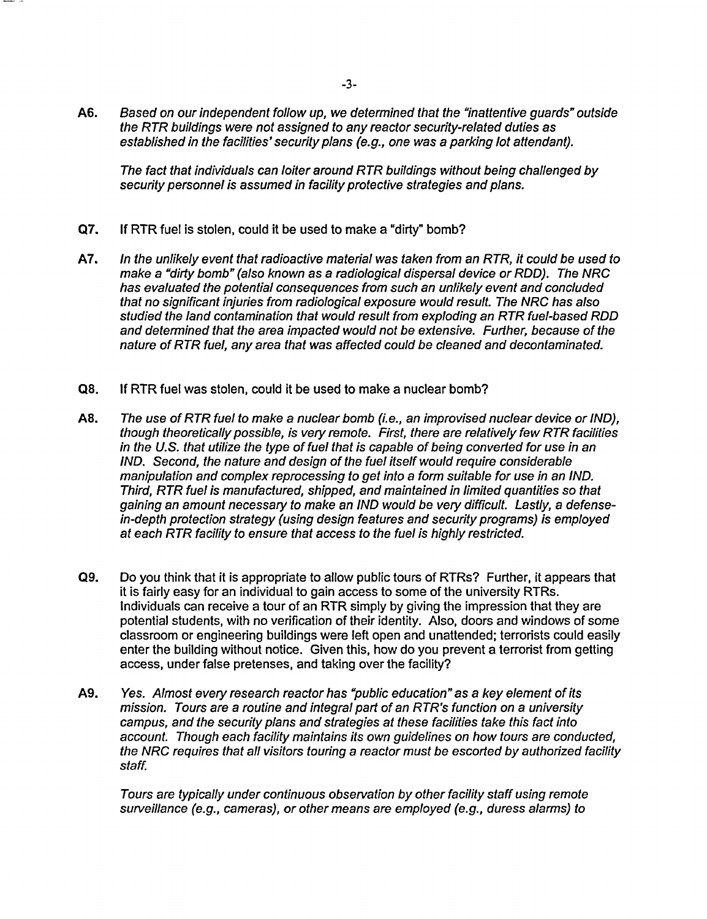**A6.** *Based on our independent follow up, we determined that the "inattentive guards" outside the RTR buildings were not assigned to any reactor security-related duties as established in the facilities' security plans (e.g., one was a parking lot attendant).*

*The fact that individuals can loiter around RTR buildings without being challenged by security personnel is assumed in facility protective strategies and plans.*

**Q7.** If RTR fuel is stolen, could it be used to make a "dirty" bomb?

**A7.** *In the unlikely event that radioactive material was taken from an RTR, it could be used to make a "dirty bomb" (also known as a radiological dispersal device or RDD). The NRC has evaluated the potential consequences from such an unlikely event and concluded that no significant injuries from radiological exposure would result. The NRC has also studied the land contamination that would result from exploding an RTR fuel-based RDD and determined that the area impacted would not be extensive. Further, because of the nature of RTR fuel, any area that was affected could be cleaned and decontaminated.*

**Q8.** If RTR fuel was stolen, could it be used to make a nuclear bomb?

**A8.** *The use of RTR fuel to make a nuclear bomb (i.e., an improvised nuclear device or IND), though theoretically possible, is very remote. First, there are relatively few RTR facilities in the U.S. that utilize the type of fuel that is capable of being converted for use in an IND. Second, the nature and design of the fuel itself would require considerable manipulation and complex reprocessing to get into a form suitable for use in an IND. Third, RTR fuel is manufactured, shipped, and maintained in limited quantities so that gaining an amount necessary to make an IND would be very difficult. Lastly, a defense-in-depth protection strategy (using design features and security programs) is employed at each RTR facility to ensure that access to the fuel is highly restricted.*

**Q9.** Do you think that it is appropriate to allow public tours of RTRs? Further, it appears that it is fairly easy for an individual to gain access to some of the university RTRs. Individuals can receive a tour of an RTR simply by giving the impression that they are potential students, with no verification of their identity. Also, doors and windows of some classroom or engineering buildings were left open and unattended; terrorists could easily enter the building without notice. Given this, how do you prevent a terrorist from getting access, under false pretenses, and taking over the facility?

**A9.** *Yes. Almost every research reactor has "public education" as a key element of its mission. Tours are a routine and integral part of an RTR's function on a university campus, and the security plans and strategies at these facilities take this fact into account. Though each facility maintains its own guidelines on how tours are conducted, the NRC requires that all visitors touring a reactor must be escorted by authorized facility staff.*

*Tours are typically under continuous observation by other facility staff using remote surveillance (e.g., cameras), or other means are employed (e.g., duress alarms) to*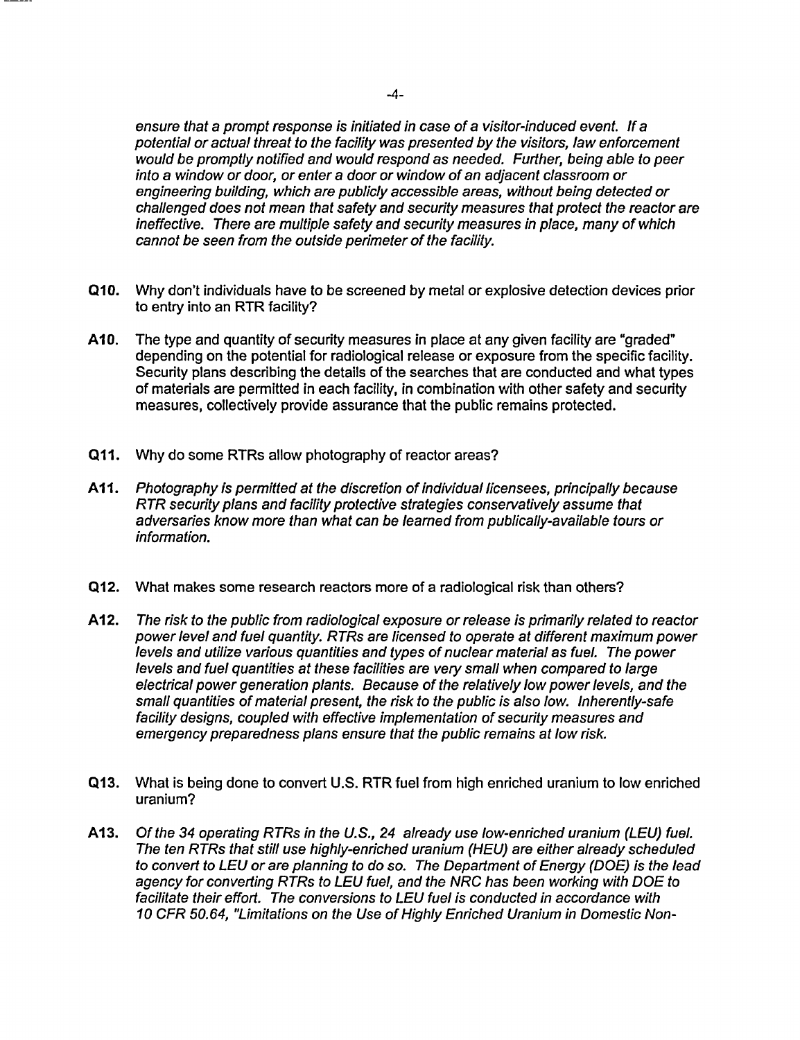*ensure that a prompt response is initiated in case of a visitor-induced event. If a potential or actual threat to the facility was presented by the visitors, law enforcement would be promptly notified and would respond as needed. Further, being able to peer into a window or door, or enter a door or window of an adjacent classroom or engineering building, which are publicly accessible areas, without being detected or challenged does not mean that safety and security measures that protect the reactor are ineffective. There are multiple safety and security measures in place, many of which cannot be seen from the outside perimeter of the facility.*

**Q10.** Why don't individuals have to be screened by metal or explosive detection devices prior to entry into an RTR facility?

**A10.** The type and quantity of security measures in place at any given facility are "graded" depending on the potential for radiological release or exposure from the specific facility. Security plans describing the details of the searches that are conducted and what types of materials are permitted in each facility, in combination with other safety and security measures, collectively provide assurance that the public remains protected.

**Q11.** Why do some RTRs allow photography of reactor areas?

**A11.** *Photography is permitted at the discretion of individual licensees, principally because RTR security plans and facility protective strategies conservatively assume that adversaries know more than what can be learned from publically-available tours or information.*

**Q12.** What makes some research reactors more of a radiological risk than others?

**A12.** *The risk to the public from radiological exposure or release is primarily related to reactor power level and fuel quantity. RTRs are licensed to operate at different maximum power levels and utilize various quantities and types of nuclear material as fuel. The power levels and fuel quantities at these facilities are very small when compared to large electrical power generation plants. Because of the relatively low power levels, and the small quantities of material present, the risk to the public is also low. Inherently-safe facility designs, coupled with effective implementation of security measures and emergency preparedness plans ensure that the public remains at low risk.*

**Q13.** What is being done to convert U.S. RTR fuel from high enriched uranium to low enriched uranium?

**A13.** *Of the 34 operating RTRs in the U.S., 24 already use low-enriched uranium (LEU) fuel. The ten RTRs that still use highly-enriched uranium (HEU) are either already scheduled to convert to LEU or are planning to do so. The Department of Energy (DOE) is the lead agency for converting RTRs to LEU fuel, and the NRC has been working with DOE to facilitate their effort. The conversions to LEU fuel is conducted in accordance with 10 CFR 50.64, "Limitations on the Use of Highly Enriched Uranium in Domestic Non-*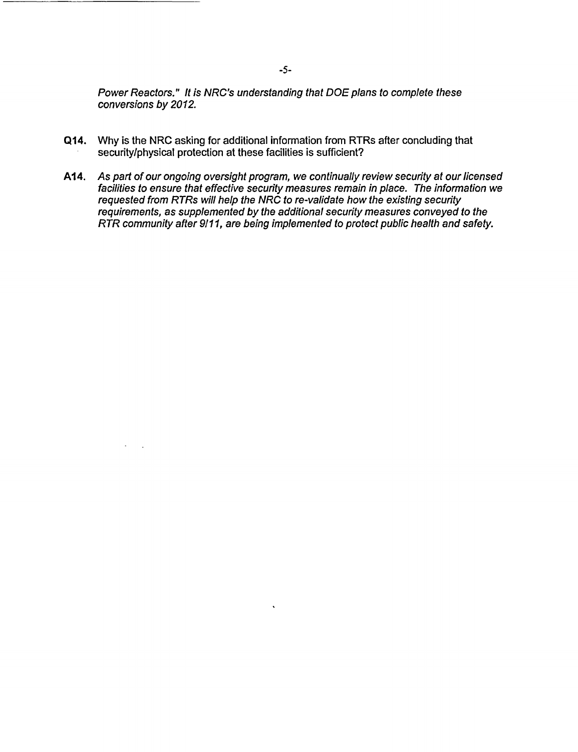*Power Reactors." It is NRC's understanding that DOE plans to complete these conversions by 2012.*

**Q14.** Why is the NRC asking for additional information from RTRs after concluding that security/physical protection at these facilities is sufficient?

**A14.** *As part of our ongoing oversight program, we continually review security at our licensed facilities to ensure that effective security measures remain in place. The information we requested from RTRs will help the NRC to re-validate how the existing security requirements, as supplemented by the additional security measures conveyed to the RTR community after 9/11, are being implemented to protect public health and safety.*